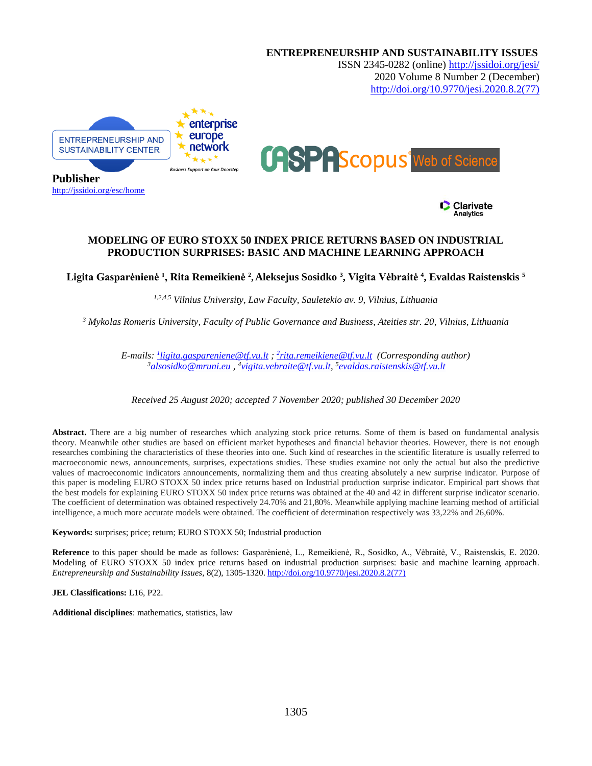**ENTREPRENEURSHIP AND SUSTAINABILITY ISSUES**
ISSN 2345-0282 (online) http://jssidoi.org/jesi/
2020 Volume 8 Number 2 (December)
http://doi.org/10.9770/jesi.2020.8.2(77)

ENTREPRENEURSHIP AND SUSTAINABILITY CENTER

**Publisher**
http://jssidoi.org/esc/home

# MODELING OF EURO STOXX 50 INDEX PRICE RETURNS BASED ON INDUSTRIAL PRODUCTION SURPRISES: BASIC AND MACHINE LEARNING APPROACH

**Ligita Gasparėnienė [1], Rita Remeikienė [2], Aleksejus Sosidko [3], Vigita Vėbraitė [4], Evaldas Raistenskis [5]**

*[1,2,4,5] Vilnius University, Law Faculty, Sauletekio av. 9, Vilnius, Lithuania*

*[3] Mykolas Romeris University, Faculty of Public Governance and Business, Ateities str. 20, Vilnius, Lithuania*

*E-mails: [1]ligita.gaspareniene@tf.vu.lt ; [2]rita.remeikiene@tf.vu.lt (Corresponding author)*
*[3]alsosidko@mruni.eu , [4]vigita.vebraite@tf.vu.lt, [5]evaldas.raistenskis@tf.vu.lt*

*Received 25 August 2020; accepted 7 November 2020; published 30 December 2020*

**Abstract.** There are a big number of researches which analyzing stock price returns. Some of them is based on fundamental analysis theory. Meanwhile other studies are based on efficient market hypotheses and financial behavior theories. However, there is not enough researches combining the characteristics of these theories into one. Such kind of researches in the scientific literature is usually referred to macroeconomic news, announcements, surprises, expectations studies. These studies examine not only the actual but also the predictive values of macroeconomic indicators announcements, normalizing them and thus creating absolutely a new surprise indicator. Purpose of this paper is modeling EURO STOXX 50 index price returns based on Industrial production surprise indicator. Empirical part shows that the best models for explaining EURO STOXX 50 index price returns was obtained at the 40 and 42 in different surprise indicator scenario. The coefficient of determination was obtained respectively 24.70% and 21,80%. Meanwhile applying machine learning method of artificial intelligence, a much more accurate models were obtained. The coefficient of determination respectively was 33,22% and 26,60%.

**Keywords:** surprises; price; return; EURO STOXX 50; Industrial production

**Reference** to this paper should be made as follows: Gasparėnienė, L., Remeikienė, R., Sosidko, A., Vėbraitė, V., Raistenskis, E. 2020. Modeling of EURO STOXX 50 index price returns based on industrial production surprises: basic and machine learning approach. *Entrepreneurship and Sustainability Issues*, 8(2), 1305-1320. http://doi.org/10.9770/jesi.2020.8.2(77)

**JEL Classifications:** L16, P22.

**Additional disciplines**: mathematics, statistics, law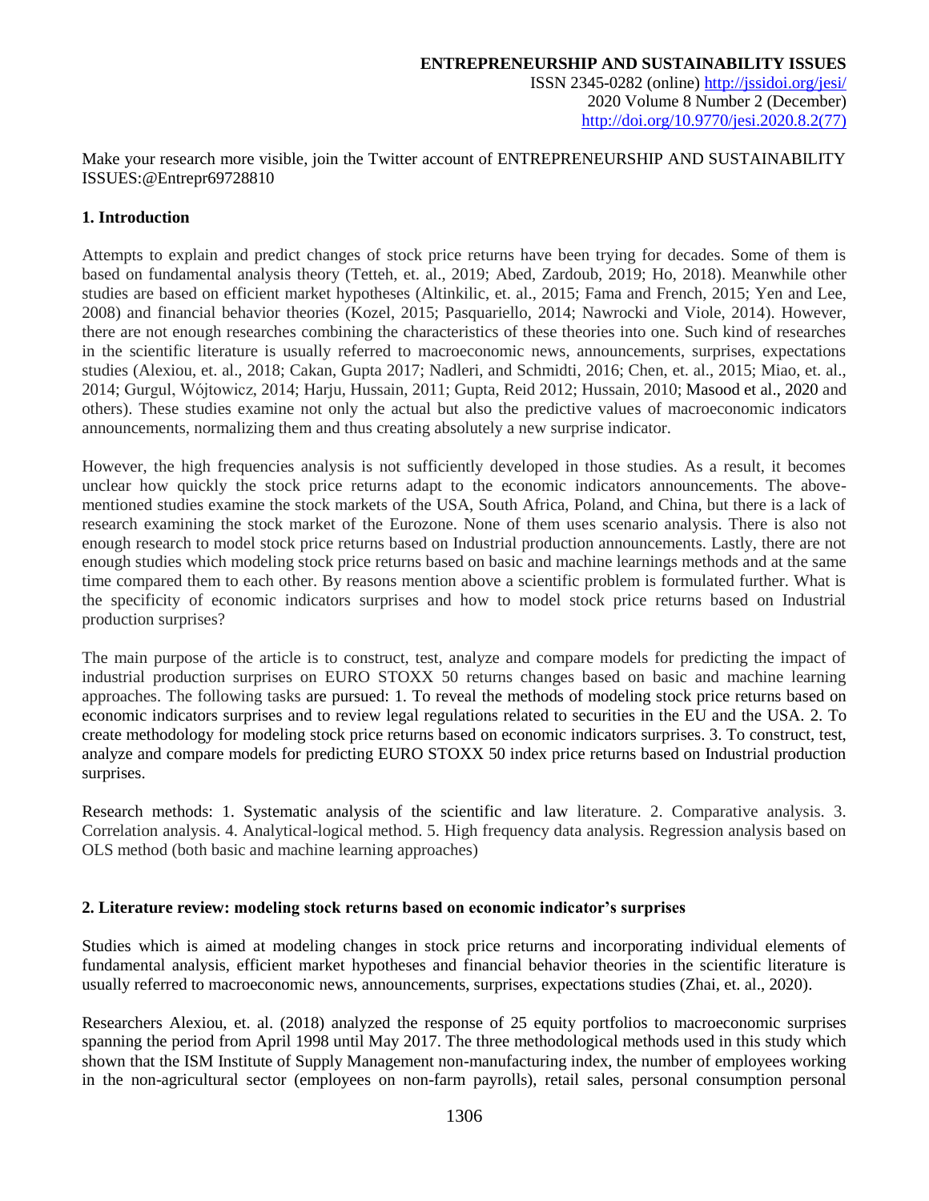Make your research more visible, join the Twitter account of ENTREPRENEURSHIP AND SUSTAINABILITY ISSUES:@Entrepr69728810

## 1. Introduction

Attempts to explain and predict changes of stock price returns have been trying for decades. Some of them is based on fundamental analysis theory (Tetteh, et. al., 2019; Abed, Zardoub, 2019; Ho, 2018). Meanwhile other studies are based on efficient market hypotheses (Altinkilic, et. al., 2015; Fama and French, 2015; Yen and Lee, 2008) and financial behavior theories (Kozel, 2015; Pasquariello, 2014; Nawrocki and Viole, 2014). However, there are not enough researches combining the characteristics of these theories into one. Such kind of researches in the scientific literature is usually referred to macroeconomic news, announcements, surprises, expectations studies (Alexiou, et. al., 2018; Cakan, Gupta 2017; Nadleri, and Schmidti, 2016; Chen, et. al., 2015; Miao, et. al., 2014; Gurgul, Wójtowicz, 2014; Harju, Hussain, 2011; Gupta, Reid 2012; Hussain, 2010; Masood et al., 2020 and others). These studies examine not only the actual but also the predictive values of macroeconomic indicators announcements, normalizing them and thus creating absolutely a new surprise indicator.

However, the high frequencies analysis is not sufficiently developed in those studies. As a result, it becomes unclear how quickly the stock price returns adapt to the economic indicators announcements. The above-mentioned studies examine the stock markets of the USA, South Africa, Poland, and China, but there is a lack of research examining the stock market of the Eurozone. None of them uses scenario analysis. There is also not enough research to model stock price returns based on Industrial production announcements. Lastly, there are not enough studies which modeling stock price returns based on basic and machine learnings methods and at the same time compared them to each other. By reasons mention above a scientific problem is formulated further. What is the specificity of economic indicators surprises and how to model stock price returns based on Industrial production surprises?

The main purpose of the article is to construct, test, analyze and compare models for predicting the impact of industrial production surprises on EURO STOXX 50 returns changes based on basic and machine learning approaches. The following tasks are pursued: 1. To reveal the methods of modeling stock price returns based on economic indicators surprises and to review legal regulations related to securities in the EU and the USA. 2. To create methodology for modeling stock price returns based on economic indicators surprises. 3. To construct, test, analyze and compare models for predicting EURO STOXX 50 index price returns based on Industrial production surprises.

Research methods: 1. Systematic analysis of the scientific and law literature. 2. Comparative analysis. 3. Correlation analysis. 4. Analytical-logical method. 5. High frequency data analysis. Regression analysis based on OLS method (both basic and machine learning approaches)

## 2. Literature review: modeling stock returns based on economic indicator's surprises

Studies which is aimed at modeling changes in stock price returns and incorporating individual elements of fundamental analysis, efficient market hypotheses and financial behavior theories in the scientific literature is usually referred to macroeconomic news, announcements, surprises, expectations studies (Zhai, et. al., 2020).

Researchers Alexiou, et. al. (2018) analyzed the response of 25 equity portfolios to macroeconomic surprises spanning the period from April 1998 until May 2017. The three methodological methods used in this study which shown that the ISM Institute of Supply Management non-manufacturing index, the number of employees working in the non-agricultural sector (employees on non-farm payrolls), retail sales, personal consumption personal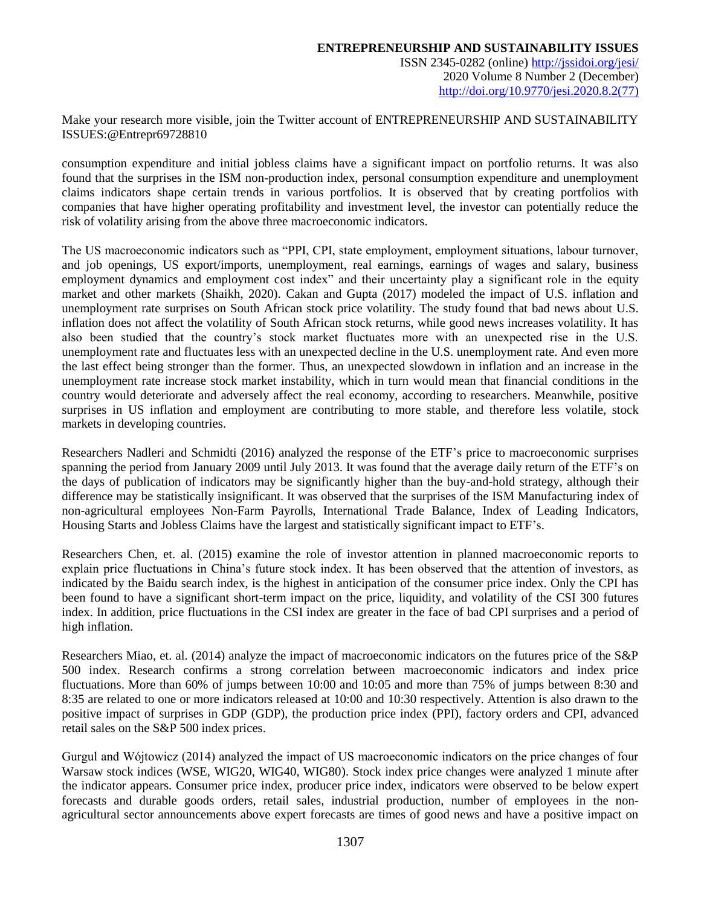consumption expenditure and initial jobless claims have a significant impact on portfolio returns. It was also found that the surprises in the ISM non-production index, personal consumption expenditure and unemployment claims indicators shape certain trends in various portfolios. It is observed that by creating portfolios with companies that have higher operating profitability and investment level, the investor can potentially reduce the risk of volatility arising from the above three macroeconomic indicators.

The US macroeconomic indicators such as "PPI, CPI, state employment, employment situations, labour turnover, and job openings, US export/imports, unemployment, real earnings, earnings of wages and salary, business employment dynamics and employment cost index" and their uncertainty play a significant role in the equity market and other markets (Shaikh, 2020). Cakan and Gupta (2017) modeled the impact of U.S. inflation and unemployment rate surprises on South African stock price volatility. The study found that bad news about U.S. inflation does not affect the volatility of South African stock returns, while good news increases volatility. It has also been studied that the country's stock market fluctuates more with an unexpected rise in the U.S. unemployment rate and fluctuates less with an unexpected decline in the U.S. unemployment rate. And even more the last effect being stronger than the former. Thus, an unexpected slowdown in inflation and an increase in the unemployment rate increase stock market instability, which in turn would mean that financial conditions in the country would deteriorate and adversely affect the real economy, according to researchers. Meanwhile, positive surprises in US inflation and employment are contributing to more stable, and therefore less volatile, stock markets in developing countries.

Researchers Nadleri and Schmidti (2016) analyzed the response of the ETF's price to macroeconomic surprises spanning the period from January 2009 until July 2013. It was found that the average daily return of the ETF's on the days of publication of indicators may be significantly higher than the buy-and-hold strategy, although their difference may be statistically insignificant. It was observed that the surprises of the ISM Manufacturing index of non-agricultural employees Non-Farm Payrolls, International Trade Balance, Index of Leading Indicators, Housing Starts and Jobless Claims have the largest and statistically significant impact to ETF's.

Researchers Chen, et. al. (2015) examine the role of investor attention in planned macroeconomic reports to explain price fluctuations in China's future stock index. It has been observed that the attention of investors, as indicated by the Baidu search index, is the highest in anticipation of the consumer price index. Only the CPI has been found to have a significant short-term impact on the price, liquidity, and volatility of the CSI 300 futures index. In addition, price fluctuations in the CSI index are greater in the face of bad CPI surprises and a period of high inflation.

Researchers Miao, et. al. (2014) analyze the impact of macroeconomic indicators on the futures price of the S&P 500 index. Research confirms a strong correlation between macroeconomic indicators and index price fluctuations. More than 60% of jumps between 10:00 and 10:05 and more than 75% of jumps between 8:30 and 8:35 are related to one or more indicators released at 10:00 and 10:30 respectively. Attention is also drawn to the positive impact of surprises in GDP (GDP), the production price index (PPI), factory orders and CPI, advanced retail sales on the S&P 500 index prices.

Gurgul and Wójtowicz (2014) analyzed the impact of US macroeconomic indicators on the price changes of four Warsaw stock indices (WSE, WIG20, WIG40, WIG80). Stock index price changes were analyzed 1 minute after the indicator appears. Consumer price index, producer price index, indicators were observed to be below expert forecasts and durable goods orders, retail sales, industrial production, number of employees in the non-agricultural sector announcements above expert forecasts are times of good news and have a positive impact on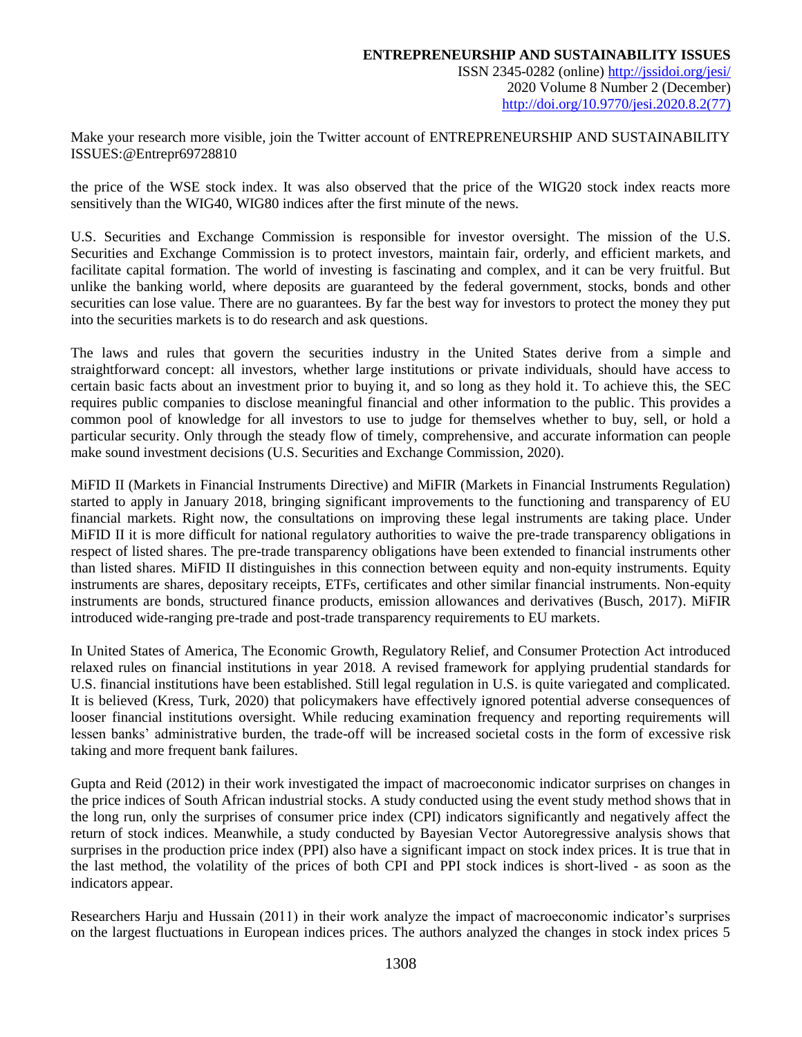the price of the WSE stock index. It was also observed that the price of the WIG20 stock index reacts more sensitively than the WIG40, WIG80 indices after the first minute of the news.

U.S. Securities and Exchange Commission is responsible for investor oversight. The mission of the U.S. Securities and Exchange Commission is to protect investors, maintain fair, orderly, and efficient markets, and facilitate capital formation. The world of investing is fascinating and complex, and it can be very fruitful. But unlike the banking world, where deposits are guaranteed by the federal government, stocks, bonds and other securities can lose value. There are no guarantees. By far the best way for investors to protect the money they put into the securities markets is to do research and ask questions.

The laws and rules that govern the securities industry in the United States derive from a simple and straightforward concept: all investors, whether large institutions or private individuals, should have access to certain basic facts about an investment prior to buying it, and so long as they hold it. To achieve this, the SEC requires public companies to disclose meaningful financial and other information to the public. This provides a common pool of knowledge for all investors to use to judge for themselves whether to buy, sell, or hold a particular security. Only through the steady flow of timely, comprehensive, and accurate information can people make sound investment decisions (U.S. Securities and Exchange Commission, 2020).

MiFID II (Markets in Financial Instruments Directive) and MiFIR (Markets in Financial Instruments Regulation) started to apply in January 2018, bringing significant improvements to the functioning and transparency of EU financial markets. Right now, the consultations on improving these legal instruments are taking place. Under MiFID II it is more difficult for national regulatory authorities to waive the pre-trade transparency obligations in respect of listed shares. The pre-trade transparency obligations have been extended to financial instruments other than listed shares. MiFID II distinguishes in this connection between equity and non-equity instruments. Equity instruments are shares, depositary receipts, ETFs, certificates and other similar financial instruments. Non-equity instruments are bonds, structured finance products, emission allowances and derivatives (Busch, 2017). MiFIR introduced wide-ranging pre-trade and post-trade transparency requirements to EU markets.

In United States of America, The Economic Growth, Regulatory Relief, and Consumer Protection Act introduced relaxed rules on financial institutions in year 2018. A revised framework for applying prudential standards for U.S. financial institutions have been established. Still legal regulation in U.S. is quite variegated and complicated. It is believed (Kress, Turk, 2020) that policymakers have effectively ignored potential adverse consequences of looser financial institutions oversight. While reducing examination frequency and reporting requirements will lessen banks' administrative burden, the trade-off will be increased societal costs in the form of excessive risk taking and more frequent bank failures.

Gupta and Reid (2012) in their work investigated the impact of macroeconomic indicator surprises on changes in the price indices of South African industrial stocks. A study conducted using the event study method shows that in the long run, only the surprises of consumer price index (CPI) indicators significantly and negatively affect the return of stock indices. Meanwhile, a study conducted by Bayesian Vector Autoregressive analysis shows that surprises in the production price index (PPI) also have a significant impact on stock index prices. It is true that in the last method, the volatility of the prices of both CPI and PPI stock indices is short-lived - as soon as the indicators appear.

Researchers Harju and Hussain (2011) in their work analyze the impact of macroeconomic indicator's surprises on the largest fluctuations in European indices prices. The authors analyzed the changes in stock index prices 5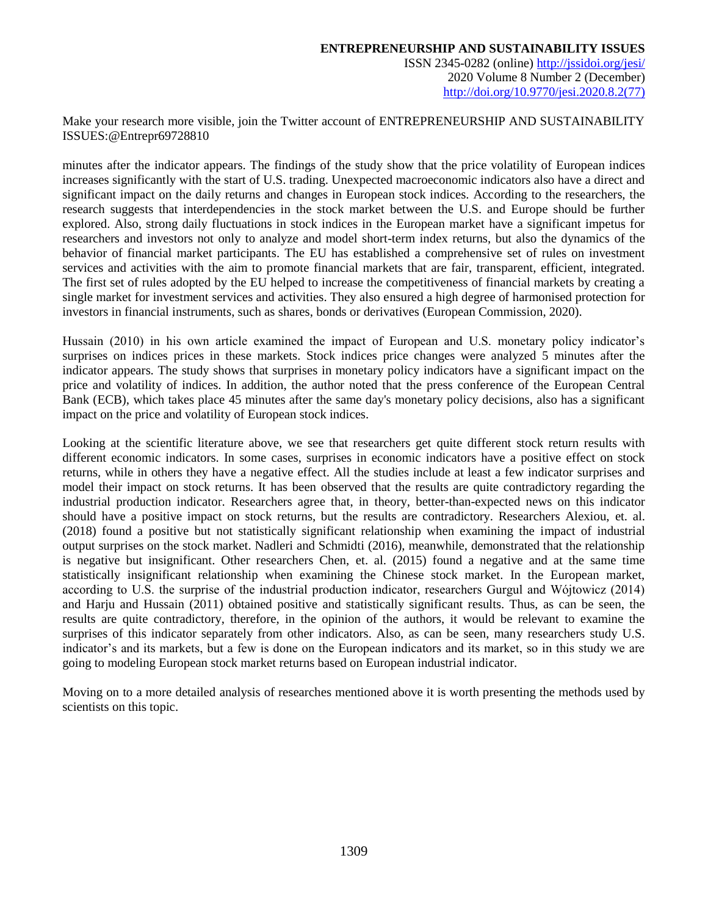minutes after the indicator appears. The findings of the study show that the price volatility of European indices increases significantly with the start of U.S. trading. Unexpected macroeconomic indicators also have a direct and significant impact on the daily returns and changes in European stock indices. According to the researchers, the research suggests that interdependencies in the stock market between the U.S. and Europe should be further explored. Also, strong daily fluctuations in stock indices in the European market have a significant impetus for researchers and investors not only to analyze and model short-term index returns, but also the dynamics of the behavior of financial market participants. The EU has established a comprehensive set of rules on investment services and activities with the aim to promote financial markets that are fair, transparent, efficient, integrated. The first set of rules adopted by the EU helped to increase the competitiveness of financial markets by creating a single market for investment services and activities. They also ensured a high degree of harmonised protection for investors in financial instruments, such as shares, bonds or derivatives (European Commission, 2020).

Hussain (2010) in his own article examined the impact of European and U.S. monetary policy indicator's surprises on indices prices in these markets. Stock indices price changes were analyzed 5 minutes after the indicator appears. The study shows that surprises in monetary policy indicators have a significant impact on the price and volatility of indices. In addition, the author noted that the press conference of the European Central Bank (ECB), which takes place 45 minutes after the same day's monetary policy decisions, also has a significant impact on the price and volatility of European stock indices.

Looking at the scientific literature above, we see that researchers get quite different stock return results with different economic indicators. In some cases, surprises in economic indicators have a positive effect on stock returns, while in others they have a negative effect. All the studies include at least a few indicator surprises and model their impact on stock returns. It has been observed that the results are quite contradictory regarding the industrial production indicator. Researchers agree that, in theory, better-than-expected news on this indicator should have a positive impact on stock returns, but the results are contradictory. Researchers Alexiou, et. al. (2018) found a positive but not statistically significant relationship when examining the impact of industrial output surprises on the stock market. Nadleri and Schmidti (2016), meanwhile, demonstrated that the relationship is negative but insignificant. Other researchers Chen, et. al. (2015) found a negative and at the same time statistically insignificant relationship when examining the Chinese stock market. In the European market, according to U.S. the surprise of the industrial production indicator, researchers Gurgul and Wójtowicz (2014) and Harju and Hussain (2011) obtained positive and statistically significant results. Thus, as can be seen, the results are quite contradictory, therefore, in the opinion of the authors, it would be relevant to examine the surprises of this indicator separately from other indicators. Also, as can be seen, many researchers study U.S. indicator's and its markets, but a few is done on the European indicators and its market, so in this study we are going to modeling European stock market returns based on European industrial indicator.

Moving on to a more detailed analysis of researches mentioned above it is worth presenting the methods used by scientists on this topic.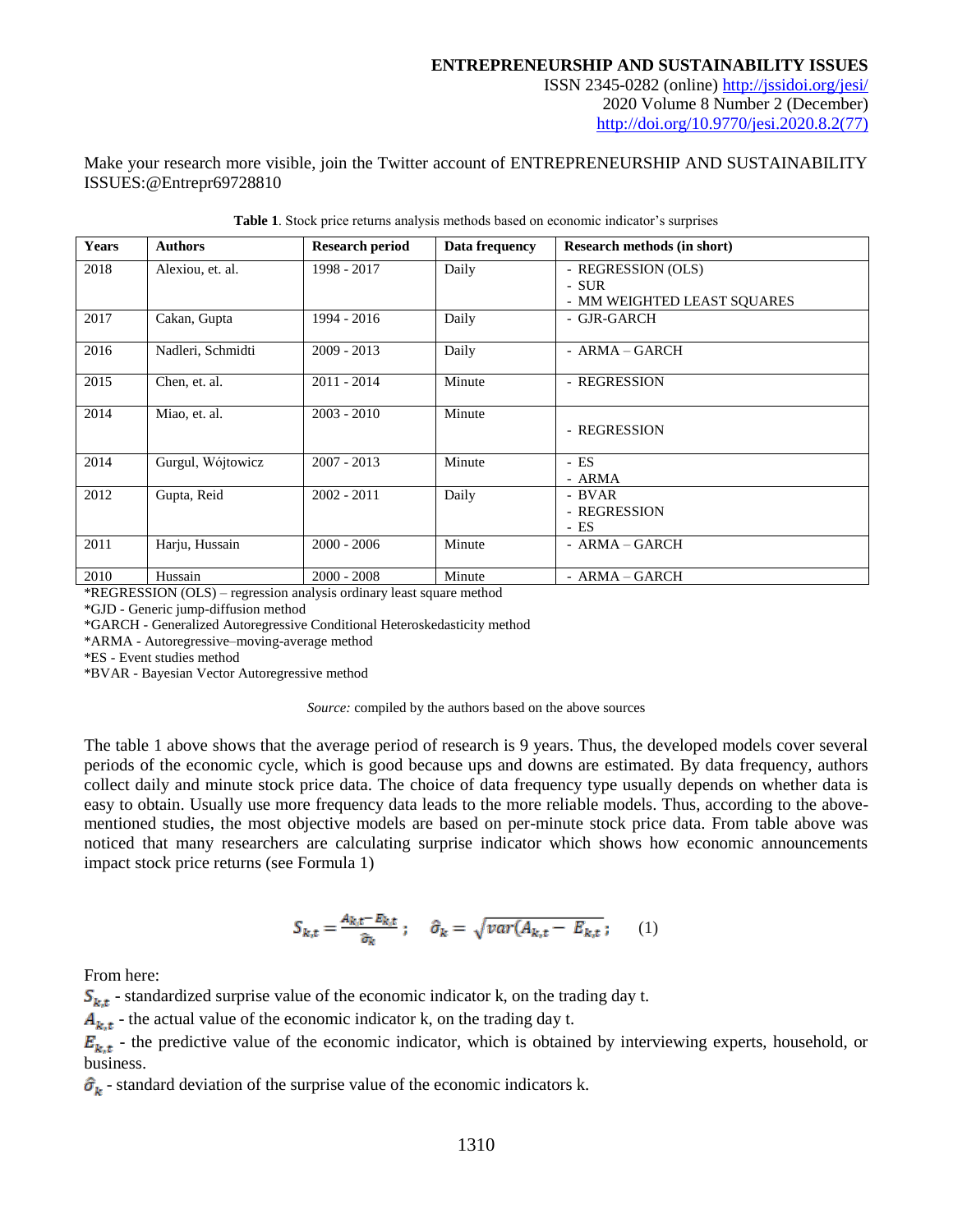Make your research more visible, join the Twitter account of ENTREPRENEURSHIP AND SUSTAINABILITY ISSUES:@Entrepr69728810

**Table 1**. Stock price returns analysis methods based on economic indicator's surprises

| Years | Authors | Research period | Data frequency | Research methods (in short) |
|---|---|---|---|---|
| 2018 | Alexiou, et. al. | 1998 - 2017 | Daily | - REGRESSION (OLS)<br>- SUR<br>- MM WEIGHTED LEAST SQUARES |
| 2017 | Cakan, Gupta | 1994 - 2016 | Daily | - GJR-GARCH |
| 2016 | Nadleri, Schmidti | 2009 - 2013 | Daily | - ARMA – GARCH |
| 2015 | Chen, et. al. | 2011 - 2014 | Minute | - REGRESSION |
| 2014 | Miao, et. al. | 2003 - 2010 | Minute | - REGRESSION |
| 2014 | Gurgul, Wójtowicz | 2007 - 2013 | Minute | - ES<br>- ARMA |
| 2012 | Gupta, Reid | 2002 - 2011 | Daily | - BVAR<br>- REGRESSION<br>- ES |
| 2011 | Harju, Hussain | 2000 - 2006 | Minute | - ARMA – GARCH |
| 2010 | Hussain | 2000 - 2008 | Minute | - ARMA – GARCH |

*REGRESSION (OLS) – regression analysis ordinary least square method
*GJD - Generic jump-diffusion method
*GARCH - Generalized Autoregressive Conditional Heteroskedasticity method
*ARMA - Autoregressive–moving-average method
*ES - Event studies method
*BVAR - Bayesian Vector Autoregressive method

*Source:* compiled by the authors based on the above sources

The table 1 above shows that the average period of research is 9 years. Thus, the developed models cover several periods of the economic cycle, which is good because ups and downs are estimated. By data frequency, authors collect daily and minute stock price data. The choice of data frequency type usually depends on whether data is easy to obtain. Usually use more frequency data leads to the more reliable models. Thus, according to the above-mentioned studies, the most objective models are based on per-minute stock price data. From table above was noticed that many researchers are calculating surprise indicator which shows how economic announcements impact stock price returns (see Formula 1)

$$S_{k,t} = \frac{A_{k,t} - E_{k,t}}{\hat{\sigma}_k}; \quad \hat{\sigma}_k = \sqrt{var(A_{k,t} - E_{k,t}}; \qquad (1)$$

From here:

$S_{k,t}$ - standardized surprise value of the economic indicator k, on the trading day t.

$A_{k,t}$ - the actual value of the economic indicator k, on the trading day t.

$E_{k,t}$ - the predictive value of the economic indicator, which is obtained by interviewing experts, household, or business.

$\hat{\sigma}_k$ - standard deviation of the surprise value of the economic indicators k.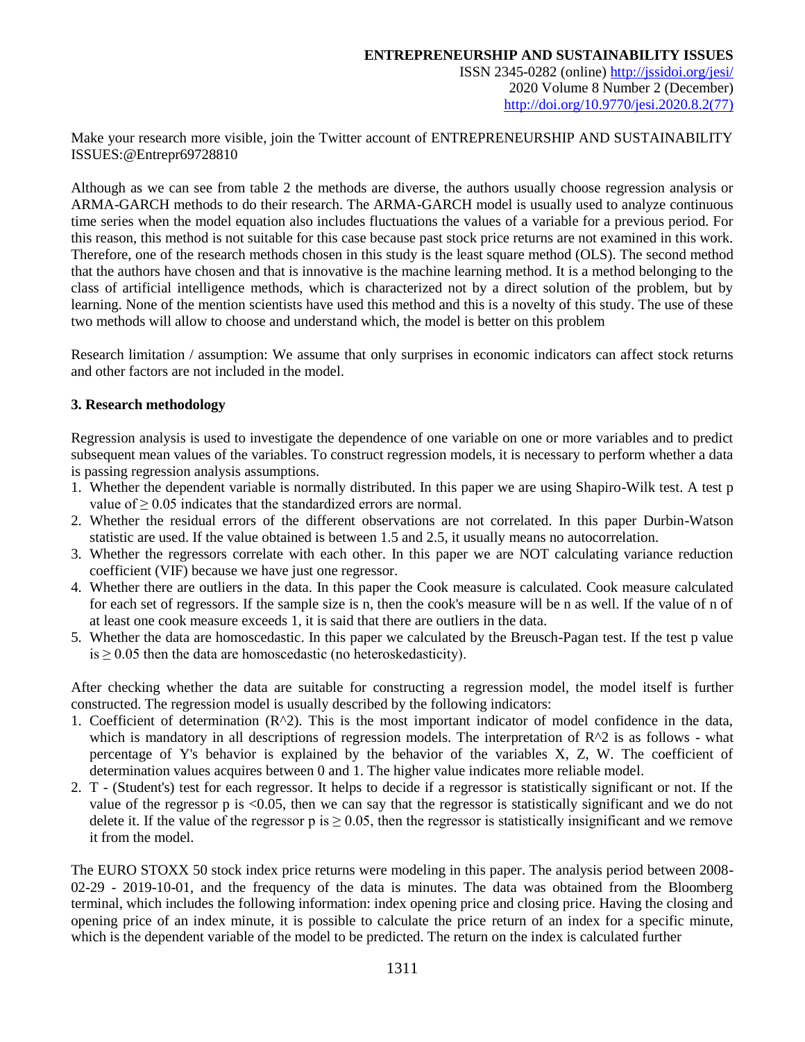Make your research more visible, join the Twitter account of ENTREPRENEURSHIP AND SUSTAINABILITY ISSUES:@Entrepr69728810

Although as we can see from table 2 the methods are diverse, the authors usually choose regression analysis or ARMA-GARCH methods to do their research. The ARMA-GARCH model is usually used to analyze continuous time series when the model equation also includes fluctuations the values of a variable for a previous period. For this reason, this method is not suitable for this case because past stock price returns are not examined in this work. Therefore, one of the research methods chosen in this study is the least square method (OLS). The second method that the authors have chosen and that is innovative is the machine learning method. It is a method belonging to the class of artificial intelligence methods, which is characterized not by a direct solution of the problem, but by learning. None of the mention scientists have used this method and this is a novelty of this study. The use of these two methods will allow to choose and understand which, the model is better on this problem

Research limitation / assumption: We assume that only surprises in economic indicators can affect stock returns and other factors are not included in the model.

### 3. Research methodology

Regression analysis is used to investigate the dependence of one variable on one or more variables and to predict subsequent mean values of the variables. To construct regression models, it is necessary to perform whether a data is passing regression analysis assumptions.

1. Whether the dependent variable is normally distributed. In this paper we are using Shapiro-Wilk test. A test p value of $\geq 0.05$ indicates that the standardized errors are normal.
2. Whether the residual errors of the different observations are not correlated. In this paper Durbin-Watson statistic are used. If the value obtained is between 1.5 and 2.5, it usually means no autocorrelation.
3. Whether the regressors correlate with each other. In this paper we are NOT calculating variance reduction coefficient (VIF) because we have just one regressor.
4. Whether there are outliers in the data. In this paper the Cook measure is calculated. Cook measure calculated for each set of regressors. If the sample size is n, then the cook's measure will be n as well. If the value of n of at least one cook measure exceeds 1, it is said that there are outliers in the data.
5. Whether the data are homoscedastic. In this paper we calculated by the Breusch-Pagan test. If the test p value is $\geq 0.05$ then the data are homoscedastic (no heteroskedasticity).

After checking whether the data are suitable for constructing a regression model, the model itself is further constructed. The regression model is usually described by the following indicators:

1. Coefficient of determination ($R^2$). This is the most important indicator of model confidence in the data, which is mandatory in all descriptions of regression models. The interpretation of $R^2$ is as follows - what percentage of Y's behavior is explained by the behavior of the variables X, Z, W. The coefficient of determination values acquires between 0 and 1. The higher value indicates more reliable model.
2. T - (Student's) test for each regressor. It helps to decide if a regressor is statistically significant or not. If the value of the regressor p is $<0.05$, then we can say that the regressor is statistically significant and we do not delete it. If the value of the regressor p is $\geq 0.05$, then the regressor is statistically insignificant and we remove it from the model.

The EURO STOXX 50 stock index price returns were modeling in this paper. The analysis period between 2008-02-29 - 2019-10-01, and the frequency of the data is minutes. The data was obtained from the Bloomberg terminal, which includes the following information: index opening price and closing price. Having the closing and opening price of an index minute, it is possible to calculate the price return of an index for a specific minute, which is the dependent variable of the model to be predicted. The return on the index is calculated further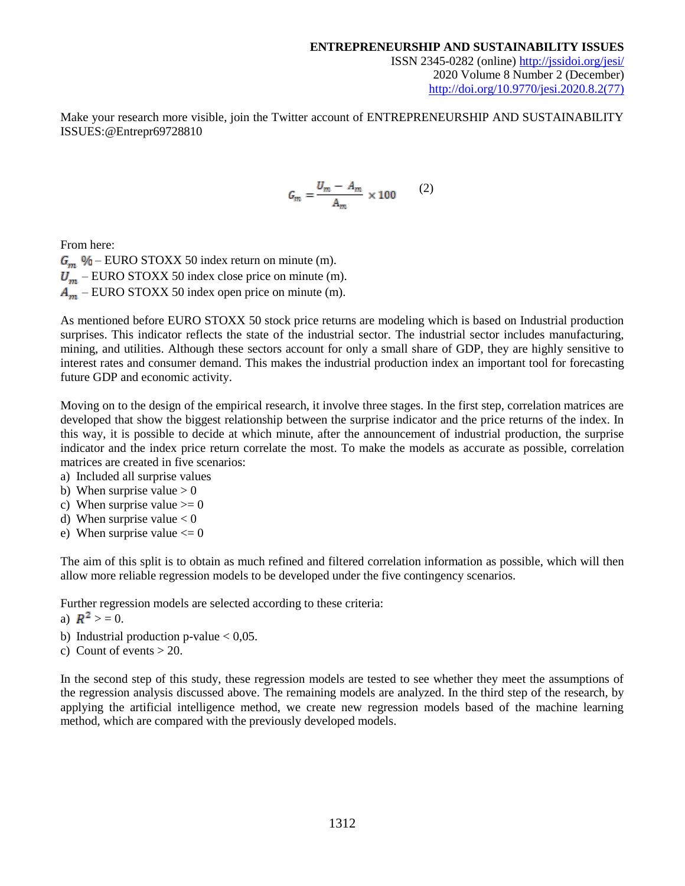Make your research more visible, join the Twitter account of ENTREPRENEURSHIP AND SUSTAINABILITY ISSUES:@Entrepr69728810

$$G_m = \frac{U_m - A_m}{A_m} \times 100 \qquad (2)$$

From here:

$G_m$ % – EURO STOXX 50 index return on minute (m).
$U_m$ – EURO STOXX 50 index close price on minute (m).
$A_m$ – EURO STOXX 50 index open price on minute (m).

As mentioned before EURO STOXX 50 stock price returns are modeling which is based on Industrial production surprises. This indicator reflects the state of the industrial sector. The industrial sector includes manufacturing, mining, and utilities. Although these sectors account for only a small share of GDP, they are highly sensitive to interest rates and consumer demand. This makes the industrial production index an important tool for forecasting future GDP and economic activity.

Moving on to the design of the empirical research, it involve three stages. In the first step, correlation matrices are developed that show the biggest relationship between the surprise indicator and the price returns of the index. In this way, it is possible to decide at which minute, after the announcement of industrial production, the surprise indicator and the index price return correlate the most. To make the models as accurate as possible, correlation matrices are created in five scenarios:

a) Included all surprise values
b) When surprise value > 0
c) When surprise value >= 0
d) When surprise value < 0
e) When surprise value <= 0

The aim of this split is to obtain as much refined and filtered correlation information as possible, which will then allow more reliable regression models to be developed under the five contingency scenarios.

Further regression models are selected according to these criteria:

a) $R^2$ > = 0.
b) Industrial production p-value < 0,05.
c) Count of events > 20.

In the second step of this study, these regression models are tested to see whether they meet the assumptions of the regression analysis discussed above. The remaining models are analyzed. In the third step of the research, by applying the artificial intelligence method, we create new regression models based of the machine learning method, which are compared with the previously developed models.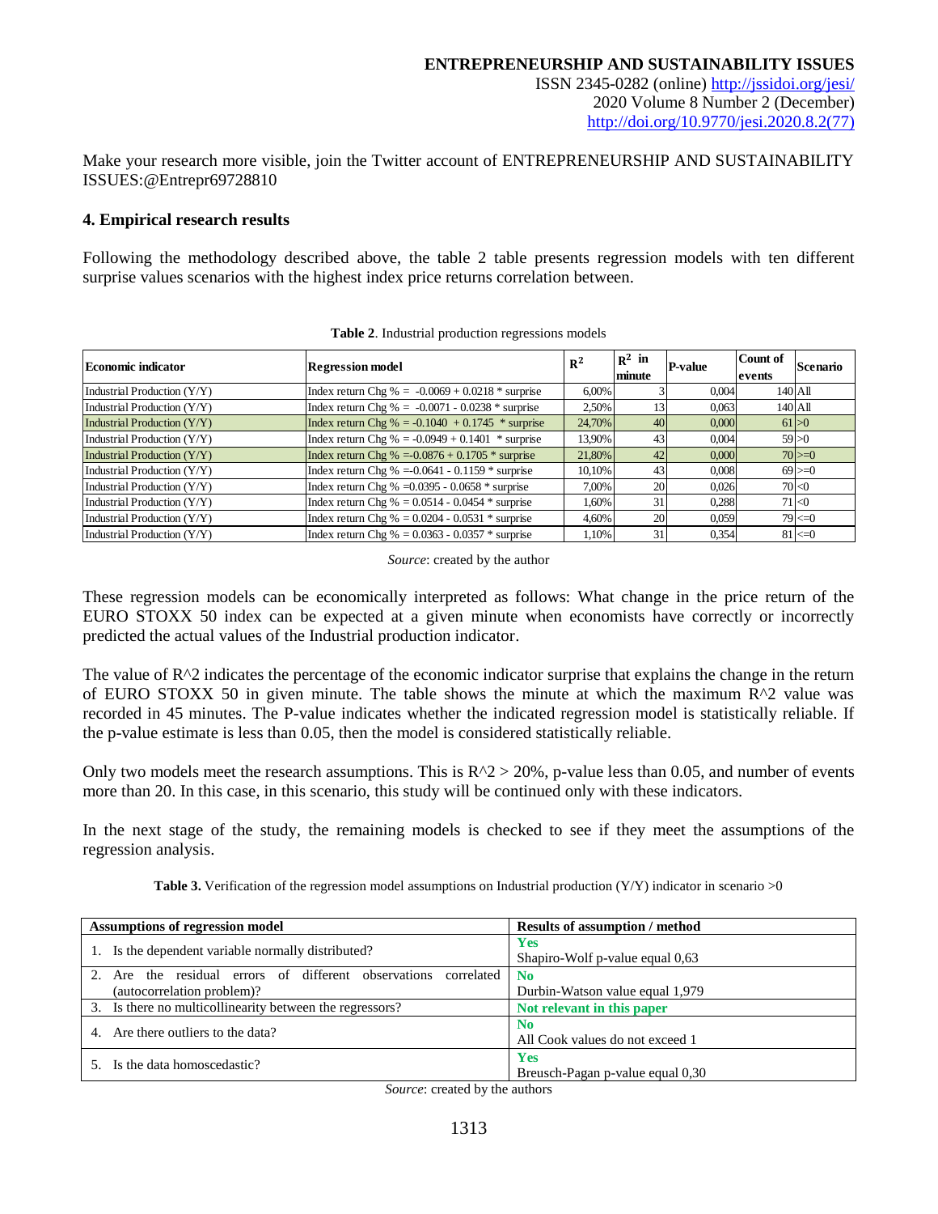Make your research more visible, join the Twitter account of ENTREPRENEURSHIP AND SUSTAINABILITY ISSUES:@Entrepr69728810

## 4. Empirical research results

Following the methodology described above, the table 2 table presents regression models with ten different surprise values scenarios with the highest index price returns correlation between.

**Table 2**. Industrial production regressions models

| Economic indicator | Regression model | $R^2$ | $R^2$ in minute | P-value | Count of events | Scenario |
|---|---|---|---|---|---|---|
| Industrial Production (Y/Y) | Index return Chg % = -0.0069 + 0.0218 * surprise | 6,00% | 3 | 0,004 | 140 | All |
| Industrial Production (Y/Y) | Index return Chg % = -0.0071 - 0.0238 * surprise | 2,50% | 13 | 0,063 | 140 | All |
| Industrial Production (Y/Y) | Index return Chg % = -0.1040 + 0.1745 * surprise | 24,70% | 40 | 0,000 | 61 | >0 |
| Industrial Production (Y/Y) | Index return Chg % = -0.0949 + 0.1401 * surprise | 13,90% | 43 | 0,004 | 59 | >0 |
| Industrial Production (Y/Y) | Index return Chg % =-0.0876 + 0.1705 * surprise | 21,80% | 42 | 0,000 | 70 | >=0 |
| Industrial Production (Y/Y) | Index return Chg % =-0.0641 - 0.1159 * surprise | 10,10% | 43 | 0,008 | 69 | >=0 |
| Industrial Production (Y/Y) | Index return Chg % =0.0395 - 0.0658 * surprise | 7,00% | 20 | 0,026 | 70 | <0 |
| Industrial Production (Y/Y) | Index return Chg % = 0.0514 - 0.0454 * surprise | 1,60% | 31 | 0,288 | 71 | <0 |
| Industrial Production (Y/Y) | Index return Chg % = 0.0204 - 0.0531 * surprise | 4,60% | 20 | 0,059 | 79 | <=0 |
| Industrial Production (Y/Y) | Index return Chg % = 0.0363 - 0.0357 * surprise | 1,10% | 31 | 0,354 | 81 | <=0 |

*Source*: created by the author

These regression models can be economically interpreted as follows: What change in the price return of the EURO STOXX 50 index can be expected at a given minute when economists have correctly or incorrectly predicted the actual values of the Industrial production indicator.

The value of R^2 indicates the percentage of the economic indicator surprise that explains the change in the return of EURO STOXX 50 in given minute. The table shows the minute at which the maximum R^2 value was recorded in 45 minutes. The P-value indicates whether the indicated regression model is statistically reliable. If the p-value estimate is less than 0.05, then the model is considered statistically reliable.

Only two models meet the research assumptions. This is R^2 > 20%, p-value less than 0.05, and number of events more than 20. In this case, in this scenario, this study will be continued only with these indicators.

In the next stage of the study, the remaining models is checked to see if they meet the assumptions of the regression analysis.

**Table 3.** Verification of the regression model assumptions on Industrial production (Y/Y) indicator in scenario >0

| Assumptions of regression model | Results of assumption / method |
|---|---|
| 1. Is the dependent variable normally distributed? | **Yes** Shapiro-Wolf p-value equal 0,63 |
| 2. Are the residual errors of different observations correlated (autocorrelation problem)? | **No** Durbin-Watson value equal 1,979 |
| 3. Is there no multicollinearity between the regressors? | **Not relevant in this paper** |
| 4. Are there outliers to the data? | **No** All Cook values do not exceed 1 |
| 5. Is the data homoscedastic? | **Yes** Breusch-Pagan p-value equal 0,30 |

*Source*: created by the authors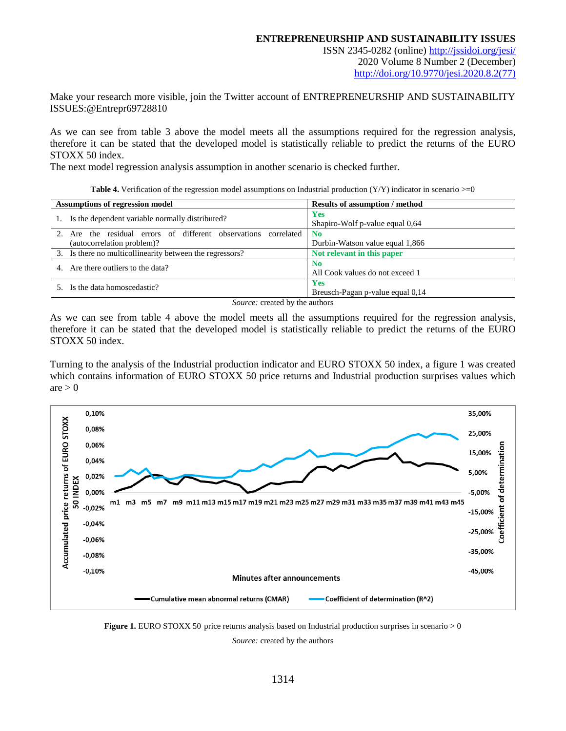Make your research more visible, join the Twitter account of ENTREPRENEURSHIP AND SUSTAINABILITY ISSUES:@Entrepr69728810

As we can see from table 3 above the model meets all the assumptions required for the regression analysis, therefore it can be stated that the developed model is statistically reliable to predict the returns of the EURO STOXX 50 index.

The next model regression analysis assumption in another scenario is checked further.

**Table 4.** Verification of the regression model assumptions on Industrial production (Y/Y) indicator in scenario >=0

| Assumptions of regression model | Results of assumption / method |
|---|---|
| 1. Is the dependent variable normally distributed? | **Yes** Shapiro-Wolf p-value equal 0,64 |
| 2. Are the residual errors of different observations correlated (autocorrelation problem)? | **No** Durbin-Watson value equal 1,866 |
| 3. Is there no multicollinearity between the regressors? | **Not relevant in this paper** |
| 4. Are there outliers to the data? | **No** All Cook values do not exceed 1 |
| 5. Is the data homoscedastic? | **Yes** Breusch-Pagan p-value equal 0,14 |

*Source:* created by the authors

As we can see from table 4 above the model meets all the assumptions required for the regression analysis, therefore it can be stated that the developed model is statistically reliable to predict the returns of the EURO STOXX 50 index.

Turning to the analysis of the Industrial production indicator and EURO STOXX 50 index, a figure 1 was created which contains information of EURO STOXX 50 price returns and Industrial production surprises values which are > 0

Accumulated price returns of EURO STOXX 50 INDEX

0,10%
0,08%
0,06%
0,04%
0,02%
0,00%
-0,02%
-0,04%
-0,06%
-0,08%
-0,10%

Coefficient of determination

35,00%
25,00%
15,00%
5,00%
-5,00%
-15,00%
-25,00%
-35,00%
-45,00%

m1 m3 m5 m7 m9 m11 m13 m15 m17 m19 m21 m23 m25 m27 m29 m31 m33 m35 m37 m39 m41 m43 m45

Minutes after announcements

Cumulative mean abnormal returns (CMAR)
Coefficient of determination (R^2)

**Figure 1.** EURO STOXX 50 price returns analysis based on Industrial production surprises in scenario > 0

*Source:* created by the authors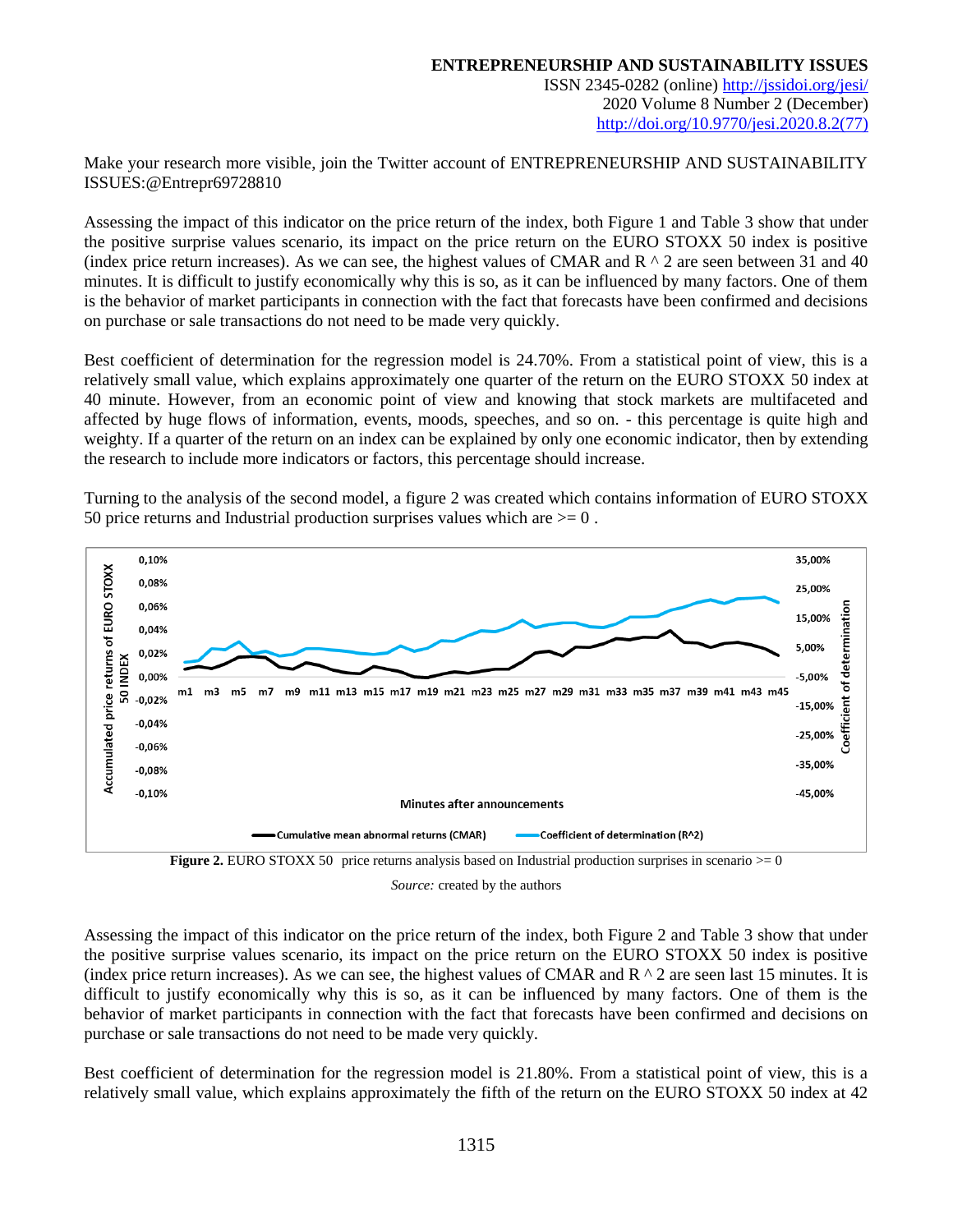Make your research more visible, join the Twitter account of ENTREPRENEURSHIP AND SUSTAINABILITY ISSUES:@Entrepr69728810

Assessing the impact of this indicator on the price return of the index, both Figure 1 and Table 3 show that under the positive surprise values scenario, its impact on the price return on the EURO STOXX 50 index is positive (index price return increases). As we can see, the highest values of CMAR and R ^ 2 are seen between 31 and 40 minutes. It is difficult to justify economically why this is so, as it can be influenced by many factors. One of them is the behavior of market participants in connection with the fact that forecasts have been confirmed and decisions on purchase or sale transactions do not need to be made very quickly.

Best coefficient of determination for the regression model is 24.70%. From a statistical point of view, this is a relatively small value, which explains approximately one quarter of the return on the EURO STOXX 50 index at 40 minute. However, from an economic point of view and knowing that stock markets are multifaceted and affected by huge flows of information, events, moods, speeches, and so on. - this percentage is quite high and weighty. If a quarter of the return on an index can be explained by only one economic indicator, then by extending the research to include more indicators or factors, this percentage should increase.

Turning to the analysis of the second model, a figure 2 was created which contains information of EURO STOXX 50 price returns and Industrial production surprises values which are >= 0 .

**Figure 2.** EURO STOXX 50 price returns analysis based on Industrial production surprises in scenario >= 0

*Source:* created by the authors

Assessing the impact of this indicator on the price return of the index, both Figure 2 and Table 3 show that under the positive surprise values scenario, its impact on the price return on the EURO STOXX 50 index is positive (index price return increases). As we can see, the highest values of CMAR and R ^ 2 are seen last 15 minutes. It is difficult to justify economically why this is so, as it can be influenced by many factors. One of them is the behavior of market participants in connection with the fact that forecasts have been confirmed and decisions on purchase or sale transactions do not need to be made very quickly.

Best coefficient of determination for the regression model is 21.80%. From a statistical point of view, this is a relatively small value, which explains approximately the fifth of the return on the EURO STOXX 50 index at 42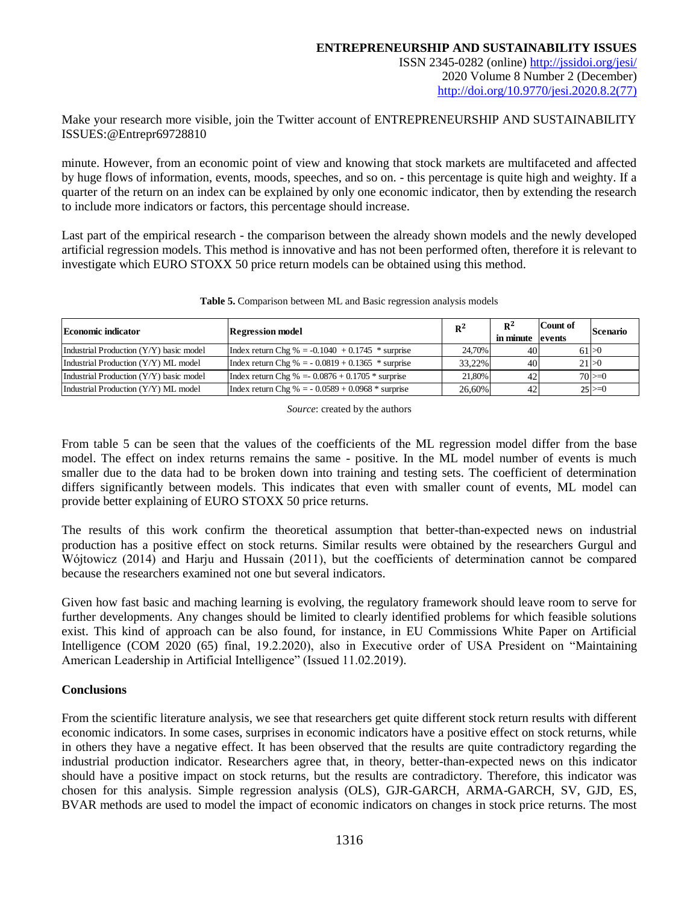minute. However, from an economic point of view and knowing that stock markets are multifaceted and affected by huge flows of information, events, moods, speeches, and so on. - this percentage is quite high and weighty. If a quarter of the return on an index can be explained by only one economic indicator, then by extending the research to include more indicators or factors, this percentage should increase.

Last part of the empirical research - the comparison between the already shown models and the newly developed artificial regression models. This method is innovative and has not been performed often, therefore it is relevant to investigate which EURO STOXX 50 price return models can be obtained using this method.

**Table 5.** Comparison between ML and Basic regression analysis models

| Economic indicator | Regression model | $R^2$ | $R^2$ in minute | Count of events | Scenario |
|---|---|---|---|---|---|
| Industrial Production (Y/Y) basic model | Index return Chg % = -0.1040 + 0.1745 * surprise | 24,70% | 40 | 61 | >0 |
| Industrial Production (Y/Y) ML model | Index return Chg % = - 0.0819 + 0.1365 * surprise | 33,22% | 40 | 21 | >0 |
| Industrial Production (Y/Y) basic model | Index return Chg % =- 0.0876 + 0.1705 * surprise | 21,80% | 42 | 70 | >=0 |
| Industrial Production (Y/Y) ML model | Index return Chg % = - 0.0589 + 0.0968 * surprise | 26,60% | 42 | 25 | >=0 |

*Source*: created by the authors

From table 5 can be seen that the values of the coefficients of the ML regression model differ from the base model. The effect on index returns remains the same - positive. In the ML model number of events is much smaller due to the data had to be broken down into training and testing sets. The coefficient of determination differs significantly between models. This indicates that even with smaller count of events, ML model can provide better explaining of EURO STOXX 50 price returns.

The results of this work confirm the theoretical assumption that better-than-expected news on industrial production has a positive effect on stock returns. Similar results were obtained by the researchers Gurgul and Wójtowicz (2014) and Harju and Hussain (2011), but the coefficients of determination cannot be compared because the researchers examined not one but several indicators.

Given how fast basic and maching learning is evolving, the regulatory framework should leave room to serve for further developments. Any changes should be limited to clearly identified problems for which feasible solutions exist. This kind of approach can be also found, for instance, in EU Commissions White Paper on Artificial Intelligence (COM 2020 (65) final, 19.2.2020), also in Executive order of USA President on "Maintaining American Leadership in Artificial Intelligence" (Issued 11.02.2019).

## Conclusions

From the scientific literature analysis, we see that researchers get quite different stock return results with different economic indicators. In some cases, surprises in economic indicators have a positive effect on stock returns, while in others they have a negative effect. It has been observed that the results are quite contradictory regarding the industrial production indicator. Researchers agree that, in theory, better-than-expected news on this indicator should have a positive impact on stock returns, but the results are contradictory. Therefore, this indicator was chosen for this analysis. Simple regression analysis (OLS), GJR-GARCH, ARMA-GARCH, SV, GJD, ES, BVAR methods are used to model the impact of economic indicators on changes in stock price returns. The most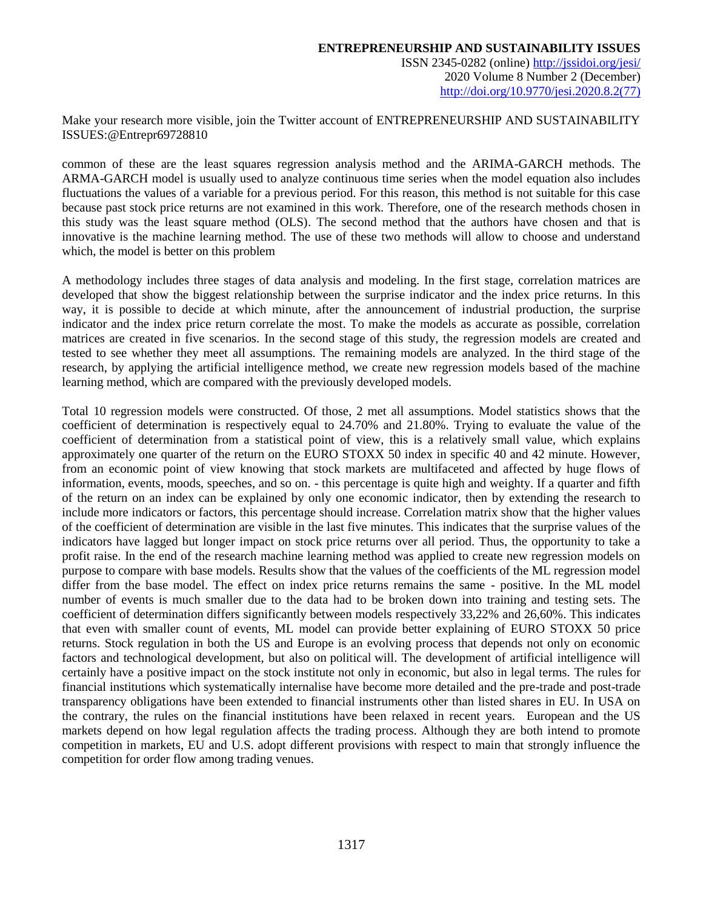common of these are the least squares regression analysis method and the ARIMA-GARCH methods. The ARMA-GARCH model is usually used to analyze continuous time series when the model equation also includes fluctuations the values of a variable for a previous period. For this reason, this method is not suitable for this case because past stock price returns are not examined in this work. Therefore, one of the research methods chosen in this study was the least square method (OLS). The second method that the authors have chosen and that is innovative is the machine learning method. The use of these two methods will allow to choose and understand which, the model is better on this problem

A methodology includes three stages of data analysis and modeling. In the first stage, correlation matrices are developed that show the biggest relationship between the surprise indicator and the index price returns. In this way, it is possible to decide at which minute, after the announcement of industrial production, the surprise indicator and the index price return correlate the most. To make the models as accurate as possible, correlation matrices are created in five scenarios. In the second stage of this study, the regression models are created and tested to see whether they meet all assumptions. The remaining models are analyzed. In the third stage of the research, by applying the artificial intelligence method, we create new regression models based of the machine learning method, which are compared with the previously developed models.

Total 10 regression models were constructed. Of those, 2 met all assumptions. Model statistics shows that the coefficient of determination is respectively equal to 24.70% and 21.80%. Trying to evaluate the value of the coefficient of determination from a statistical point of view, this is a relatively small value, which explains approximately one quarter of the return on the EURO STOXX 50 index in specific 40 and 42 minute. However, from an economic point of view knowing that stock markets are multifaceted and affected by huge flows of information, events, moods, speeches, and so on. - this percentage is quite high and weighty. If a quarter and fifth of the return on an index can be explained by only one economic indicator, then by extending the research to include more indicators or factors, this percentage should increase. Correlation matrix show that the higher values of the coefficient of determination are visible in the last five minutes. This indicates that the surprise values of the indicators have lagged but longer impact on stock price returns over all period. Thus, the opportunity to take a profit raise. In the end of the research machine learning method was applied to create new regression models on purpose to compare with base models. Results show that the values of the coefficients of the ML regression model differ from the base model. The effect on index price returns remains the same - positive. In the ML model number of events is much smaller due to the data had to be broken down into training and testing sets. The coefficient of determination differs significantly between models respectively 33,22% and 26,60%. This indicates that even with smaller count of events, ML model can provide better explaining of EURO STOXX 50 price returns. Stock regulation in both the US and Europe is an evolving process that depends not only on economic factors and technological development, but also on political will. The development of artificial intelligence will certainly have a positive impact on the stock institute not only in economic, but also in legal terms. The rules for financial institutions which systematically internalise have become more detailed and the pre-trade and post-trade transparency obligations have been extended to financial instruments other than listed shares in EU. In USA on the contrary, the rules on the financial institutions have been relaxed in recent years. European and the US markets depend on how legal regulation affects the trading process. Although they are both intend to promote competition in markets, EU and U.S. adopt different provisions with respect to main that strongly influence the competition for order flow among trading venues.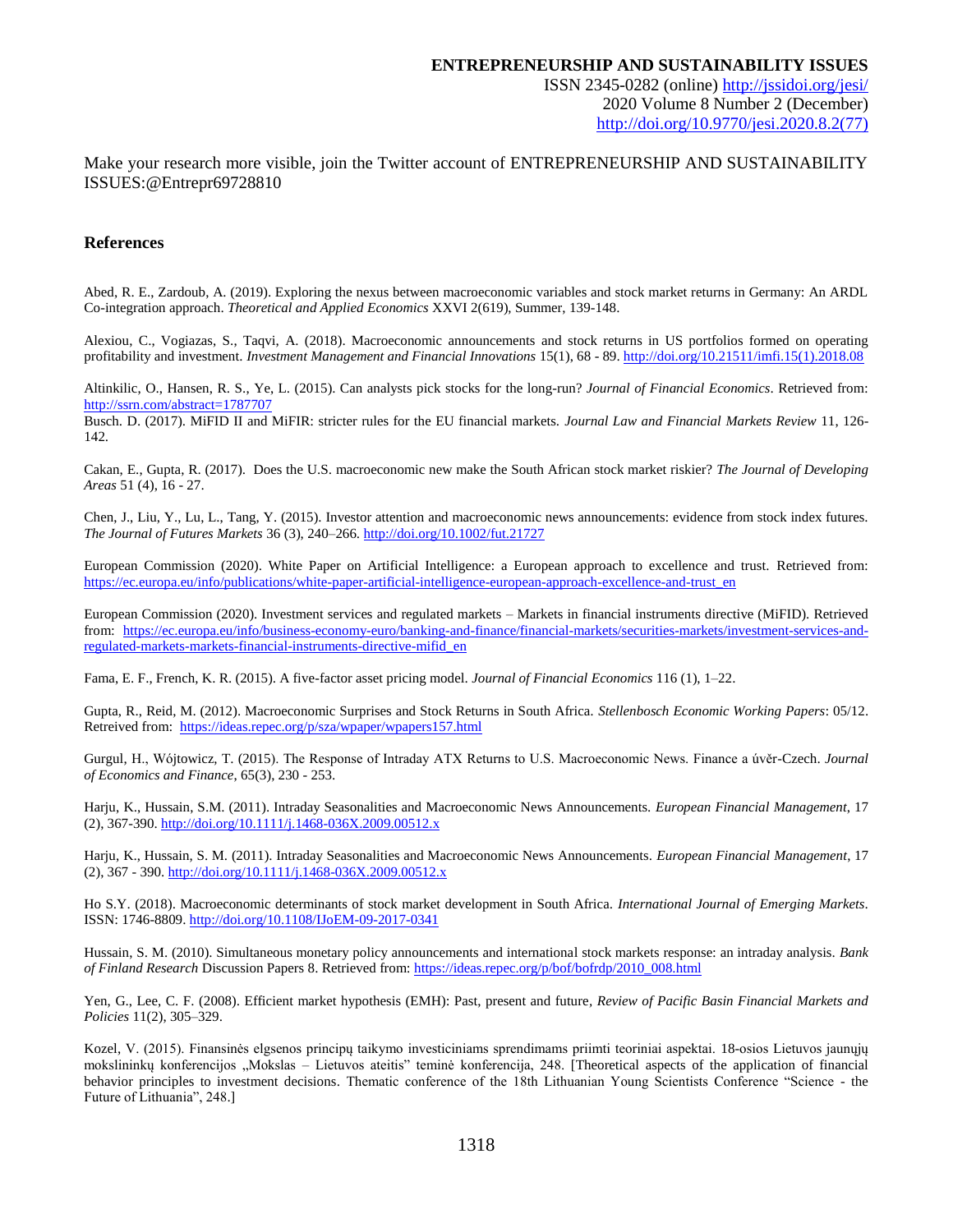Make your research more visible, join the Twitter account of ENTREPRENEURSHIP AND SUSTAINABILITY ISSUES:@Entrepr69728810

## References

Abed, R. E., Zardoub, A. (2019). Exploring the nexus between macroeconomic variables and stock market returns in Germany: An ARDL Co-integration approach. *Theoretical and Applied Economics* XXVI 2(619), Summer, 139-148.

Alexiou, C., Vogiazas, S., Taqvi, A. (2018). Macroeconomic announcements and stock returns in US portfolios formed on operating profitability and investment. *Investment Management and Financial Innovations* 15(1), 68 - 89. http://doi.org/10.21511/imfi.15(1).2018.08

Altinkilic, O., Hansen, R. S., Ye, L. (2015). Can analysts pick stocks for the long-run? *Journal of Financial Economics*. Retrieved from: http://ssrn.com/abstract=1787707

Busch. D. (2017). MiFID II and MiFIR: stricter rules for the EU financial markets. *Journal Law and Financial Markets Review* 11, 126-142.

Cakan, E., Gupta, R. (2017). Does the U.S. macroeconomic new make the South African stock market riskier? *The Journal of Developing Areas* 51 (4), 16 - 27.

Chen, J., Liu, Y., Lu, L., Tang, Y. (2015). Investor attention and macroeconomic news announcements: evidence from stock index futures. *The Journal of Futures Markets* 36 (3), 240–266. http://doi.org/10.1002/fut.21727

European Commission (2020). White Paper on Artificial Intelligence: a European approach to excellence and trust. Retrieved from: https://ec.europa.eu/info/publications/white-paper-artificial-intelligence-european-approach-excellence-and-trust_en

European Commission (2020). Investment services and regulated markets – Markets in financial instruments directive (MiFID). Retrieved from: https://ec.europa.eu/info/business-economy-euro/banking-and-finance/financial-markets/securities-markets/investment-services-and-regulated-markets-markets-financial-instruments-directive-mifid_en

Fama, E. F., French, K. R. (2015). A five-factor asset pricing model. *Journal of Financial Economics* 116 (1), 1–22.

Gupta, R., Reid, M. (2012). Macroeconomic Surprises and Stock Returns in South Africa. *Stellenbosch Economic Working Papers*: 05/12. Retreived from: https://ideas.repec.org/p/sza/wpaper/wpapers157.html

Gurgul, H., Wójtowicz, T. (2015). The Response of Intraday ATX Returns to U.S. Macroeconomic News. Finance a úvěr-Czech. *Journal of Economics and Finance*, 65(3), 230 - 253.

Harju, K., Hussain, S.M. (2011). Intraday Seasonalities and Macroeconomic News Announcements. *European Financial Management*, 17 (2), 367-390. http://doi.org/10.1111/j.1468-036X.2009.00512.x

Harju, K., Hussain, S. M. (2011). Intraday Seasonalities and Macroeconomic News Announcements. *European Financial Management*, 17 (2), 367 - 390. http://doi.org/10.1111/j.1468-036X.2009.00512.x

Ho S.Y. (2018). Macroeconomic determinants of stock market development in South Africa. *International Journal of Emerging Markets*. ISSN: 1746-8809. http://doi.org/10.1108/IJoEM-09-2017-0341

Hussain, S. M. (2010). Simultaneous monetary policy announcements and international stock markets response: an intraday analysis. *Bank of Finland Research* Discussion Papers 8. Retrieved from: https://ideas.repec.org/p/bof/bofrdp/2010_008.html

Yen, G., Lee, C. F. (2008). Efficient market hypothesis (EMH): Past, present and future, *Review of Pacific Basin Financial Markets and Policies* 11(2), 305–329.

Kozel, V. (2015). Finansinės elgsenos principų taikymo investiciniams sprendimams priimti teoriniai aspektai. 18-osios Lietuvos jaunųjų mokslininkų konferencijos „Mokslas – Lietuvos ateitis" teminė konferencija, 248. [Theoretical aspects of the application of financial behavior principles to investment decisions. Thematic conference of the 18th Lithuanian Young Scientists Conference "Science - the Future of Lithuania", 248.]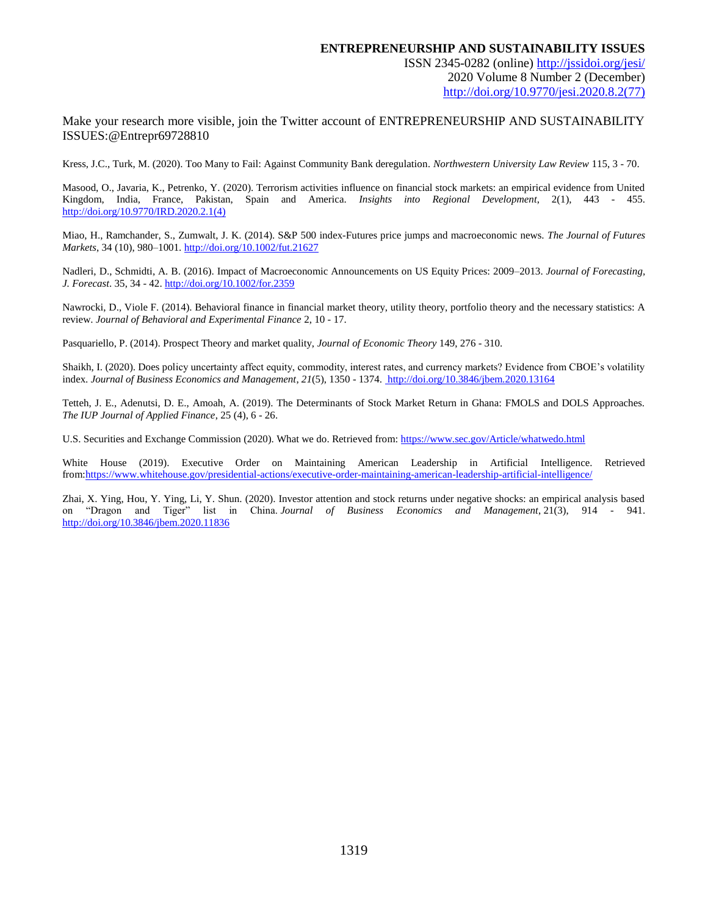Make your research more visible, join the Twitter account of ENTREPRENEURSHIP AND SUSTAINABILITY ISSUES:@Entrepr69728810

Kress, J.C., Turk, M. (2020). Too Many to Fail: Against Community Bank deregulation. *Northwestern University Law Review* 115, 3 - 70.

Masood, O., Javaria, K., Petrenko, Y. (2020). Terrorism activities influence on financial stock markets: an empirical evidence from United Kingdom, India, France, Pakistan, Spain and America. *Insights into Regional Development*, 2(1), 443 - 455. http://doi.org/10.9770/IRD.2020.2.1(4)

Miao, H., Ramchander, S., Zumwalt, J. K. (2014). S&P 500 index-Futures price jumps and macroeconomic news. *The Journal of Futures Markets*, 34 (10), 980–1001. http://doi.org/10.1002/fut.21627

Nadleri, D., Schmidti, A. B. (2016). Impact of Macroeconomic Announcements on US Equity Prices: 2009–2013. *Journal of Forecasting*, *J. Forecast*. 35, 34 - 42. http://doi.org/10.1002/for.2359

Nawrocki, D., Viole F. (2014). Behavioral finance in financial market theory, utility theory, portfolio theory and the necessary statistics: A review. *Journal of Behavioral and Experimental Finance* 2, 10 - 17.

Pasquariello, P. (2014). Prospect Theory and market quality, *Journal of Economic Theory* 149, 276 - 310.

Shaikh, I. (2020). Does policy uncertainty affect equity, commodity, interest rates, and currency markets? Evidence from CBOE's volatility index. *Journal of Business Economics and Management*, *21*(5), 1350 - 1374. http://doi.org/10.3846/jbem.2020.13164

Tetteh, J. E., Adenutsi, D. E., Amoah, A. (2019). The Determinants of Stock Market Return in Ghana: FMOLS and DOLS Approaches. *The IUP Journal of Applied Finance*, 25 (4), 6 - 26.

U.S. Securities and Exchange Commission (2020). What we do. Retrieved from: https://www.sec.gov/Article/whatwedo.html

White House (2019). Executive Order on Maintaining American Leadership in Artificial Intelligence. Retrieved from:https://www.whitehouse.gov/presidential-actions/executive-order-maintaining-american-leadership-artificial-intelligence/

Zhai, X. Ying, Hou, Y. Ying, Li, Y. Shun. (2020). Investor attention and stock returns under negative shocks: an empirical analysis based on "Dragon and Tiger" list in China. *Journal of Business Economics and Management*, 21(3), 914 - 941. http://doi.org/10.3846/jbem.2020.11836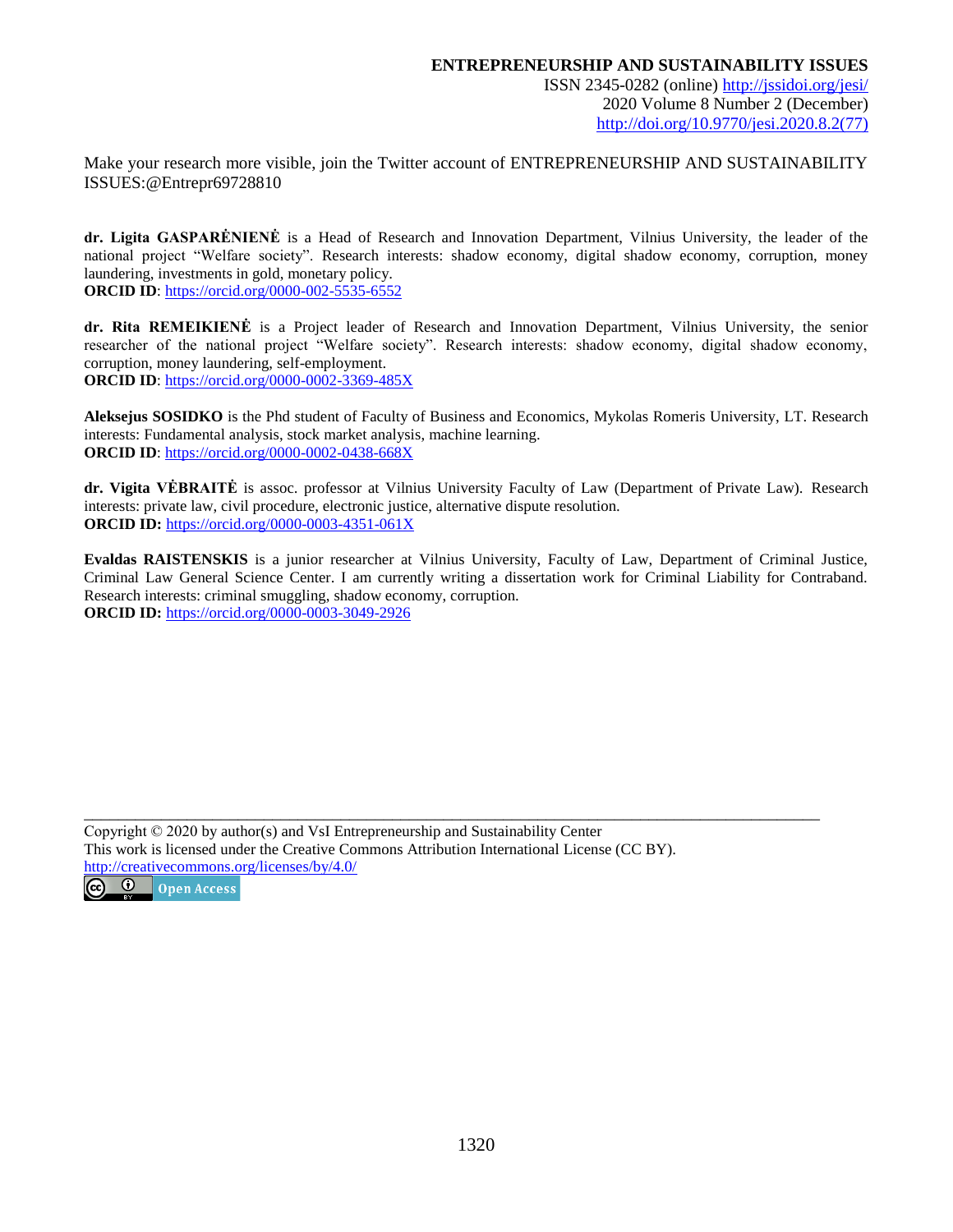Make your research more visible, join the Twitter account of ENTREPRENEURSHIP AND SUSTAINABILITY ISSUES:@Entrepr69728810

**dr. Ligita GASPARĖNIENĖ** is a Head of Research and Innovation Department, Vilnius University, the leader of the national project "Welfare society". Research interests: shadow economy, digital shadow economy, corruption, money laundering, investments in gold, monetary policy.
**ORCID ID**: https://orcid.org/0000-002-5535-6552

**dr. Rita REMEIKIENĖ** is a Project leader of Research and Innovation Department, Vilnius University, the senior researcher of the national project "Welfare society". Research interests: shadow economy, digital shadow economy, corruption, money laundering, self-employment.
**ORCID ID**: https://orcid.org/0000-0002-3369-485X

**Aleksejus SOSIDKO** is the Phd student of Faculty of Business and Economics, Mykolas Romeris University, LT. Research interests: Fundamental analysis, stock market analysis, machine learning.
**ORCID ID**: https://orcid.org/0000-0002-0438-668X

**dr. Vigita VĖBRAITĖ** is assoc. professor at Vilnius University Faculty of Law (Department of Private Law). Research interests: private law, civil procedure, electronic justice, alternative dispute resolution.
**ORCID ID:** https://orcid.org/0000-0003-4351-061X

**Evaldas RAISTENSKIS** is a junior researcher at Vilnius University, Faculty of Law, Department of Criminal Justice, Criminal Law General Science Center. I am currently writing a dissertation work for Criminal Liability for Contraband. Research interests: criminal smuggling, shadow economy, corruption.
**ORCID ID:** https://orcid.org/0000-0003-3049-2926

---

Copyright © 2020 by author(s) and VsI Entrepreneurship and Sustainability Center
This work is licensed under the Creative Commons Attribution International License (CC BY).
http://creativecommons.org/licenses/by/4.0/

Open Access